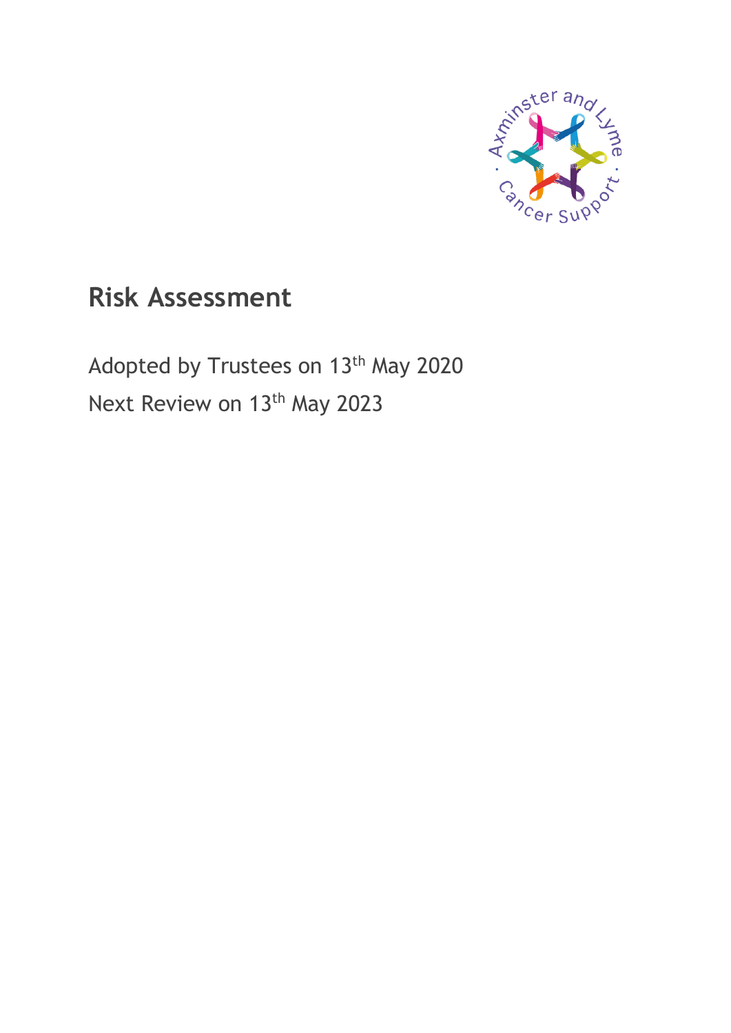# Risk Assessment

Adopted by Trustees on 13th May 2020

Next Review on 13th May 2023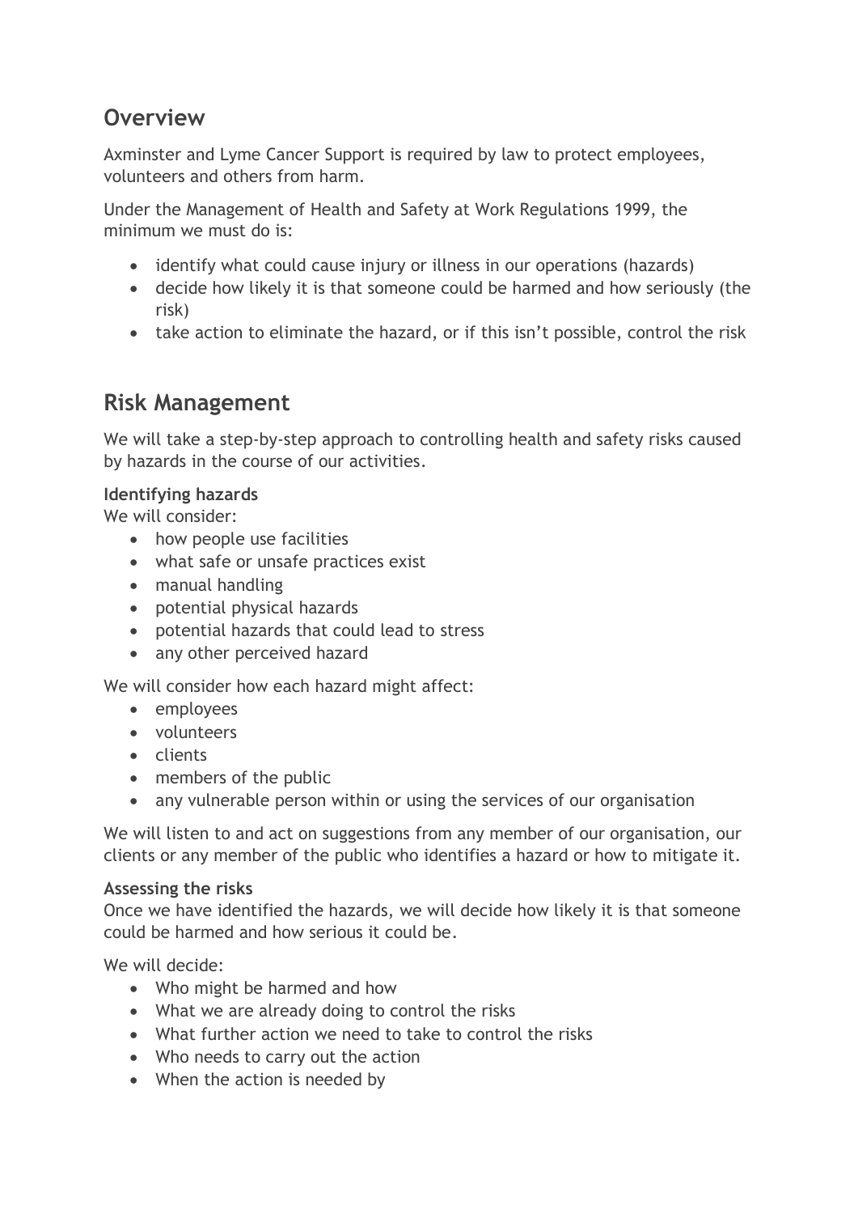## Overview

Axminster and Lyme Cancer Support is required by law to protect employees, volunteers and others from harm.

Under the Management of Health and Safety at Work Regulations 1999, the minimum we must do is:

- identify what could cause injury or illness in our operations (hazards)
- decide how likely it is that someone could be harmed and how seriously (the risk)
- take action to eliminate the hazard, or if this isn't possible, control the risk

## Risk Management

We will take a step-by-step approach to controlling health and safety risks caused by hazards in the course of our activities.

**Identifying hazards**
We will consider:

- how people use facilities
- what safe or unsafe practices exist
- manual handling
- potential physical hazards
- potential hazards that could lead to stress
- any other perceived hazard

We will consider how each hazard might affect:

- employees
- volunteers
- clients
- members of the public
- any vulnerable person within or using the services of our organisation

We will listen to and act on suggestions from any member of our organisation, our clients or any member of the public who identifies a hazard or how to mitigate it.

**Assessing the risks**
Once we have identified the hazards, we will decide how likely it is that someone could be harmed and how serious it could be.

We will decide:

- Who might be harmed and how
- What we are already doing to control the risks
- What further action we need to take to control the risks
- Who needs to carry out the action
- When the action is needed by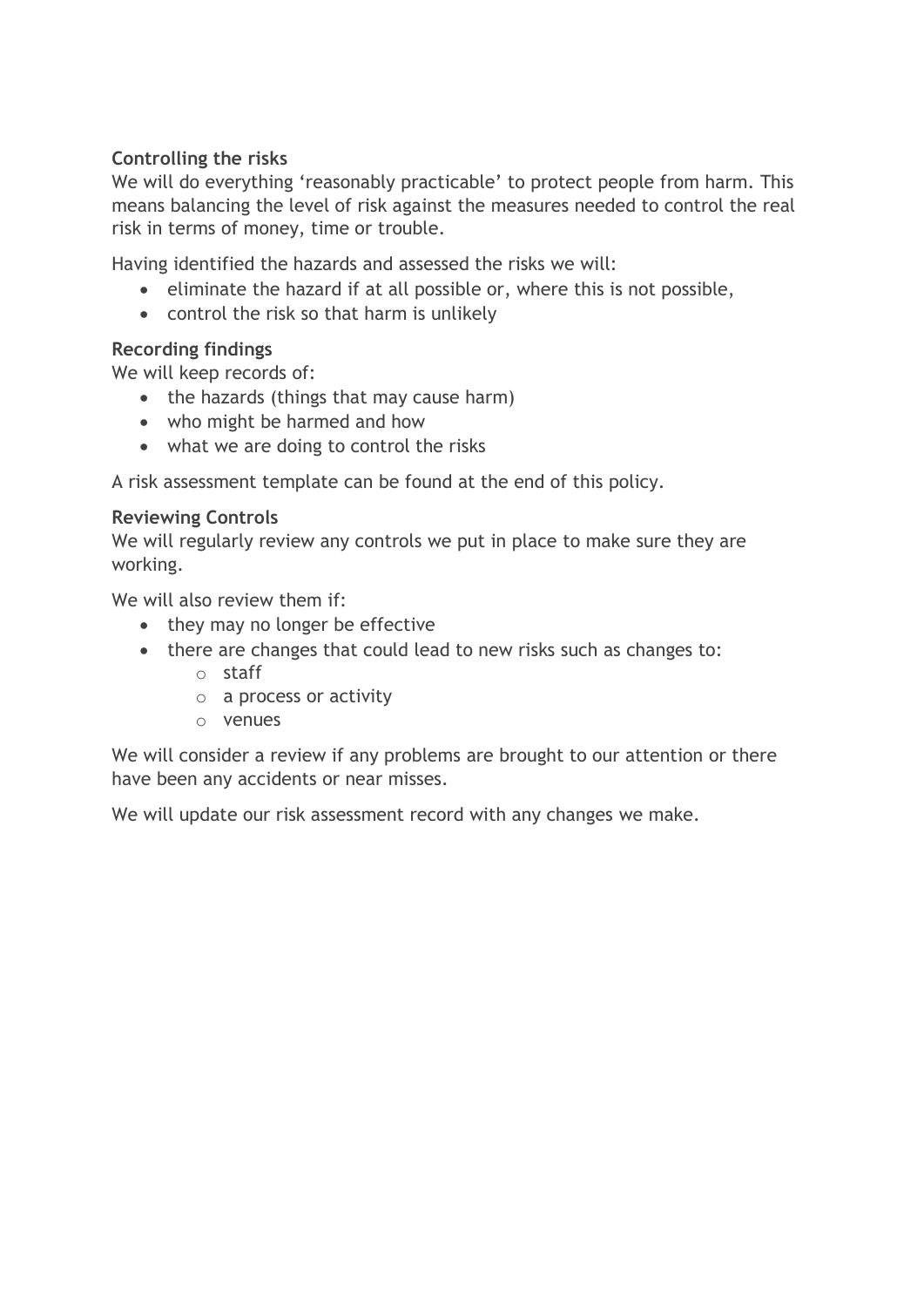### Controlling the risks

We will do everything 'reasonably practicable' to protect people from harm. This means balancing the level of risk against the measures needed to control the real risk in terms of money, time or trouble.

Having identified the hazards and assessed the risks we will:

- eliminate the hazard if at all possible or, where this is not possible,
- control the risk so that harm is unlikely

### Recording findings

We will keep records of:

- the hazards (things that may cause harm)
- who might be harmed and how
- what we are doing to control the risks

A risk assessment template can be found at the end of this policy.

### Reviewing Controls

We will regularly review any controls we put in place to make sure they are working.

We will also review them if:

- they may no longer be effective
- there are changes that could lead to new risks such as changes to:
    - staff
    - a process or activity
    - venues

We will consider a review if any problems are brought to our attention or there have been any accidents or near misses.

We will update our risk assessment record with any changes we make.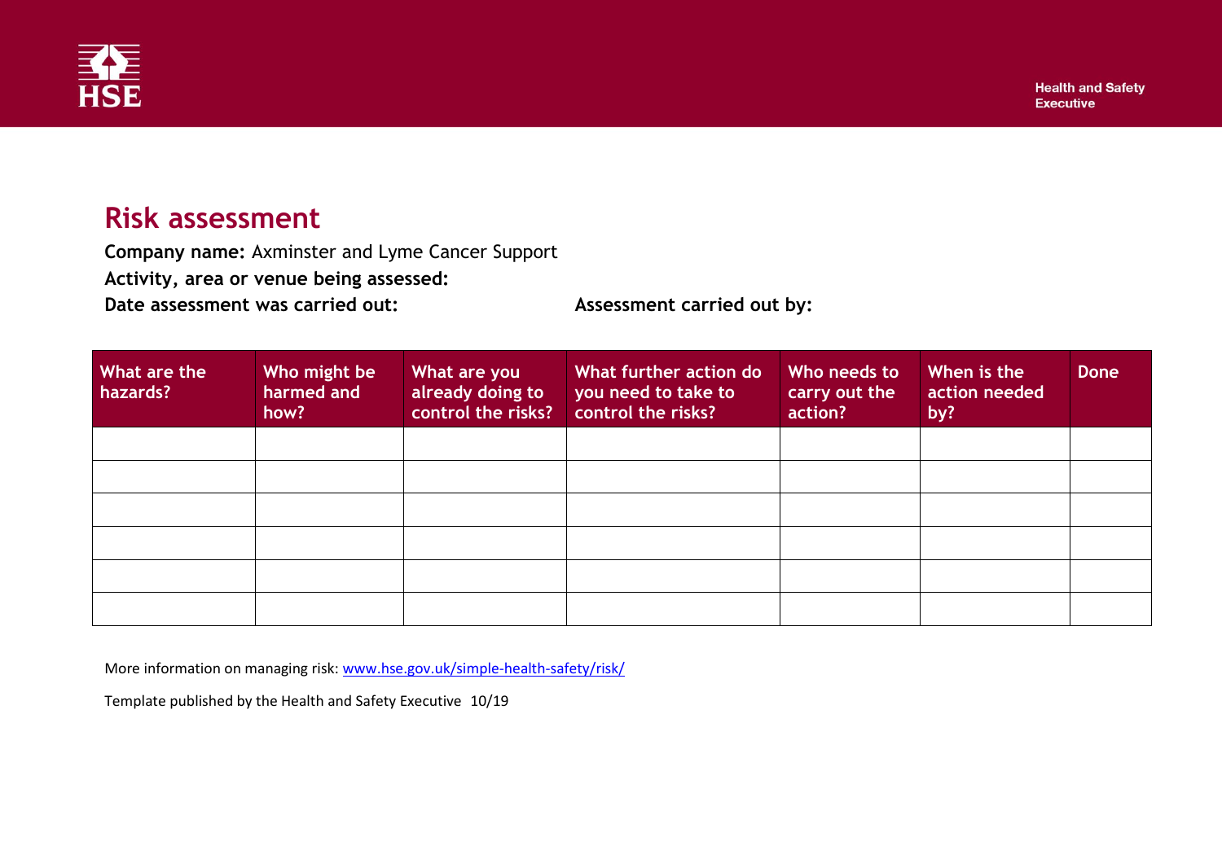HSE

Health and Safety Executive

# Risk assessment

**Company name:** Axminster and Lyme Cancer Support

**Activity, area or venue being assessed:**

**Date assessment was carried out:** **Assessment carried out by:**

| What are the hazards? | Who might be harmed and how? | What are you already doing to control the risks? | What further action do you need to take to control the risks? | Who needs to carry out the action? | When is the action needed by? | Done |
|---|---|---|---|---|---|---|
| | | | | | | |
| | | | | | | |
| | | | | | | |
| | | | | | | |
| | | | | | | |
| | | | | | | |

More information on managing risk: [www.hse.gov.uk/simple-health-safety/risk/](http://www.hse.gov.uk/simple-health-safety/risk/)

Template published by the Health and Safety Executive 10/19